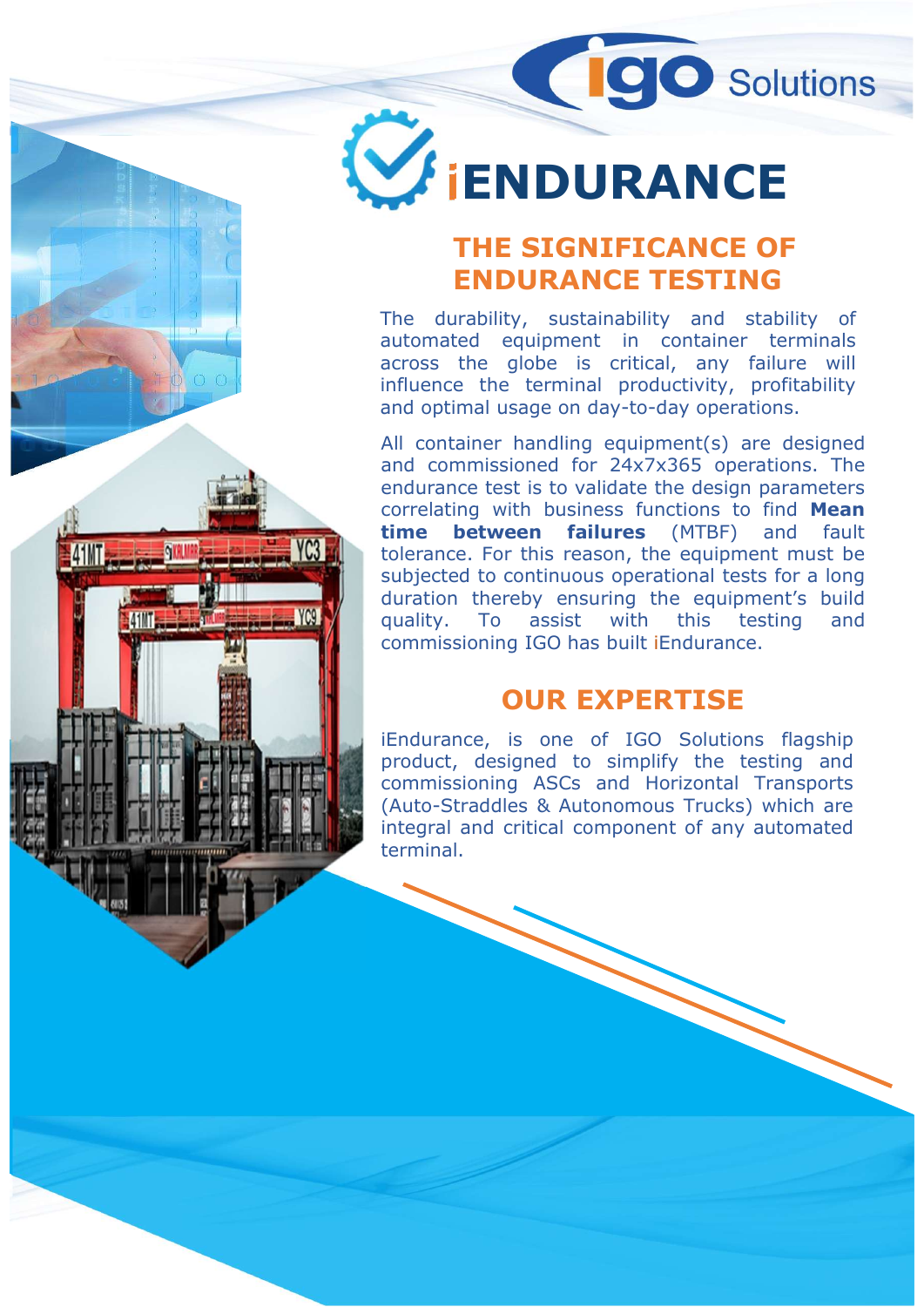igo Solutions

# iENDURANCE

## THE SIGNIFICANCE OF ENDURANCE TESTING

The durability, sustainability and stability of automated equipment in container terminals across the globe is critical, any failure will influence the terminal productivity, profitability and optimal usage on day-to-day operations.

All container handling equipment(s) are designed and commissioned for 24x7x365 operations. The endurance test is to validate the design parameters correlating with business functions to find **Mean time between failures** (MTBF) and fault tolerance. For this reason, the equipment must be subjected to continuous operational tests for a long duration thereby ensuring the equipment's build quality. To assist with this testing and commissioning IGO has built iEndurance.

## OUR EXPERTISE

iEndurance, is one of IGO Solutions flagship product, designed to simplify the testing and commissioning ASCs and Horizontal Transports (Auto-Straddles & Autonomous Trucks) which are integral and critical component of any automated terminal.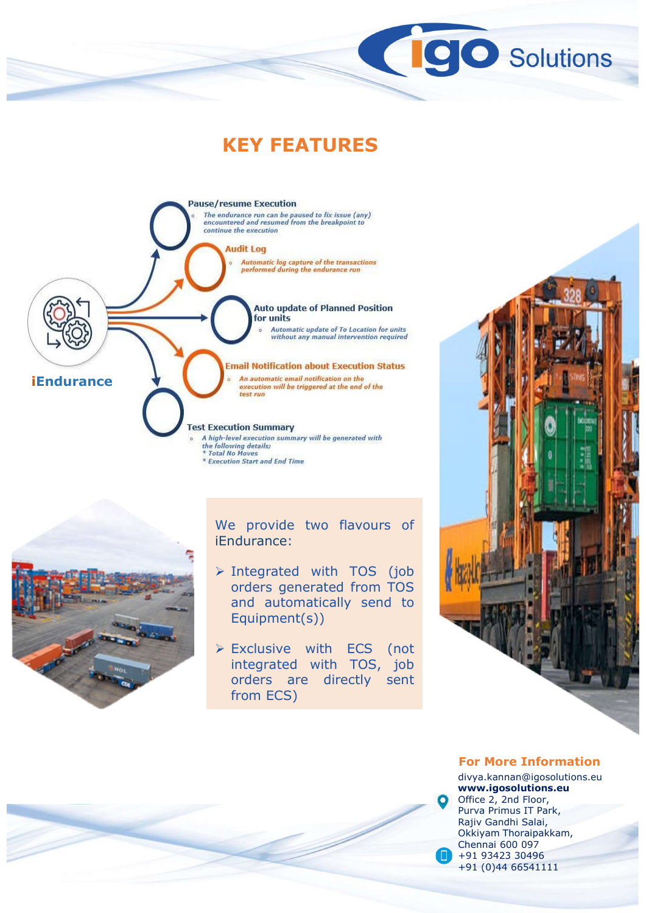# KEY FEATURES

**iEndurance**

### Pause/resume Execution

- *The endurance run can be paused to fix issue (any) encountered and resumed from the breakpoint to continue the execution*

### Audit Log

- *Automatic log capture of the transactions performed during the endurance run*

### Auto update of Planned Position for units

- *Automatic update of To Location for units without any manual intervention required*

### Email Notification about Execution Status

- *An automatic email notification on the execution will be triggered at the end of the test run*

### Test Execution Summary

- *A high-level execution summary will be generated with the following details;*
  *\* Total No Moves*
  *\* Execution Start and End Time*

We provide two flavours of iEndurance:

- Integrated with TOS (job orders generated from TOS and automatically send to Equipment(s))
- Exclusive with ECS (not integrated with TOS, job orders are directly sent from ECS)

## For More Information

divya.kannan@igosolutions.eu
**www.igosolutions.eu**
Office 2, 2nd Floor,
Purva Primus IT Park,
Rajiv Gandhi Salai,
Okkiyam Thoraipakkam,
Chennai 600 097
+91 93423 30496
+91 (0)44 66541111